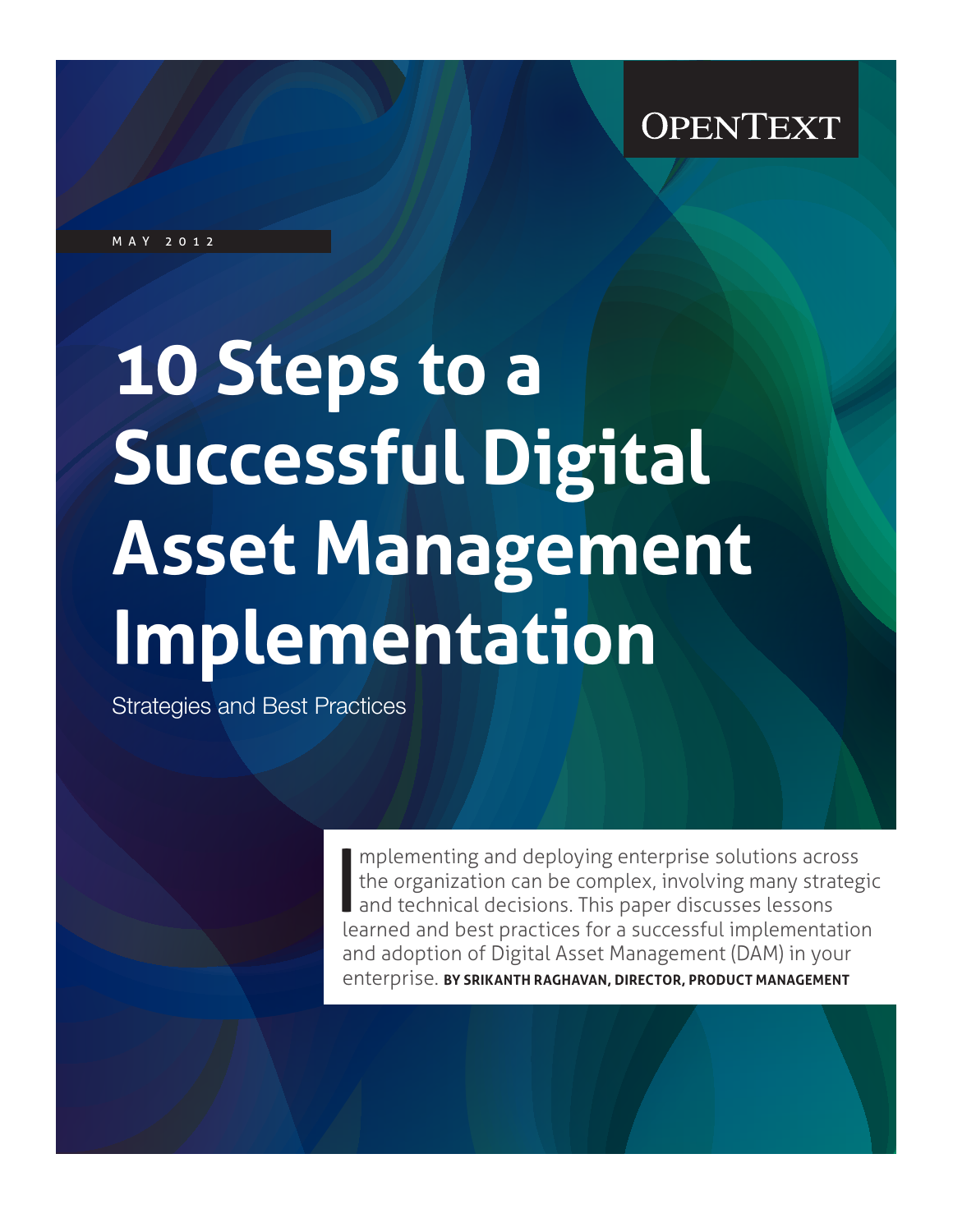OPENTEXT

MAY 2012

# 10 Steps to a Successful Digital Asset Management Implementation

Strategies and Best Practices

Implementing and deploying enterprise solutions across the organization can be complex, involving many strategic and technical decisions. This paper discusses lessons learned and best practices for a successful implementation and adoption of Digital Asset Management (DAM) in your enterprise. **BY SRIKANTH RAGHAVAN, DIRECTOR, PRODUCT MANAGEMENT**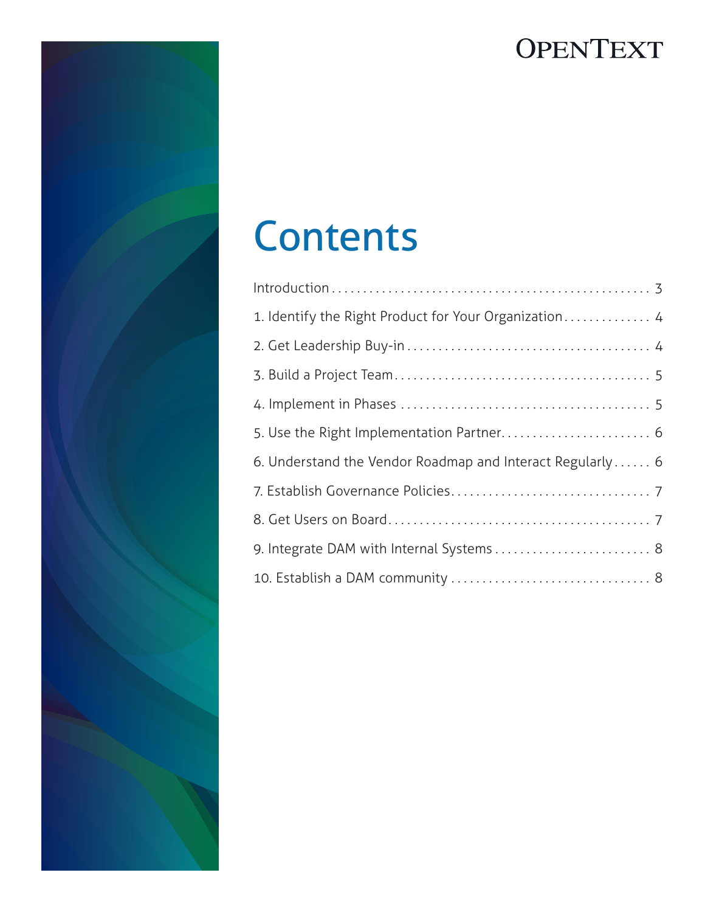# Contents

| | |
|---|---|
| Introduction | 3 |
| 1. Identify the Right Product for Your Organization | 4 |
| 2. Get Leadership Buy-in | 4 |
| 3. Build a Project Team | 5 |
| 4. Implement in Phases | 5 |
| 5. Use the Right Implementation Partner | 6 |
| 6. Understand the Vendor Roadmap and Interact Regularly | 6 |
| 7. Establish Governance Policies | 7 |
| 8. Get Users on Board | 7 |
| 9. Integrate DAM with Internal Systems | 8 |
| 10. Establish a DAM community | 8 |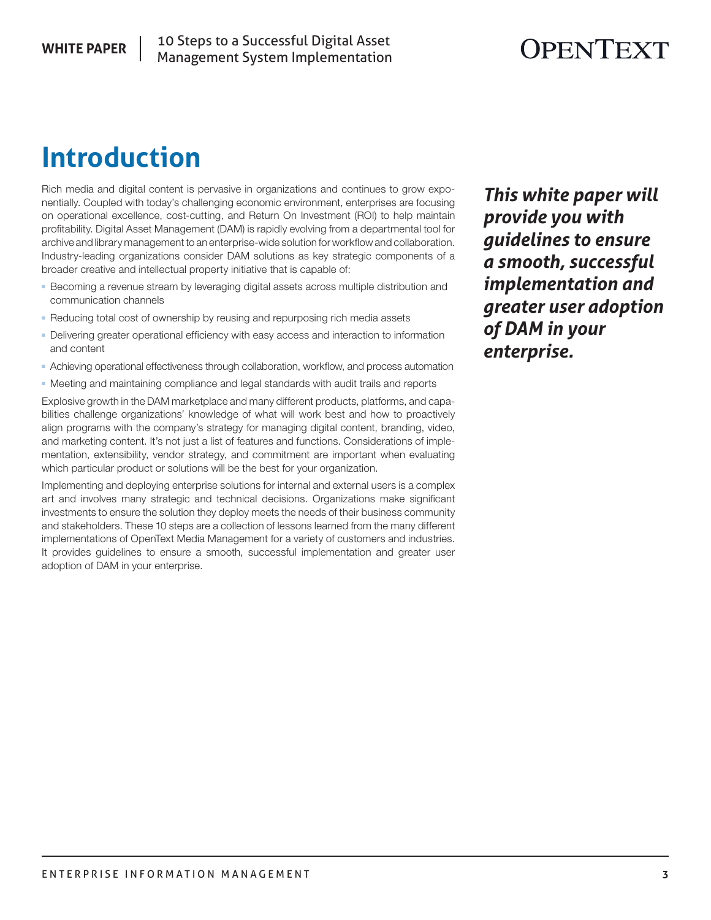# Introduction

Rich media and digital content is pervasive in organizations and continues to grow exponentially. Coupled with today's challenging economic environment, enterprises are focusing on operational excellence, cost-cutting, and Return On Investment (ROI) to help maintain profitability. Digital Asset Management (DAM) is rapidly evolving from a departmental tool for archive and library management to an enterprise-wide solution for workflow and collaboration. Industry-leading organizations consider DAM solutions as key strategic components of a broader creative and intellectual property initiative that is capable of:

- Becoming a revenue stream by leveraging digital assets across multiple distribution and communication channels
- Reducing total cost of ownership by reusing and repurposing rich media assets
- Delivering greater operational efficiency with easy access and interaction to information and content
- Achieving operational effectiveness through collaboration, workflow, and process automation
- Meeting and maintaining compliance and legal standards with audit trails and reports

Explosive growth in the DAM marketplace and many different products, platforms, and capabilities challenge organizations' knowledge of what will work best and how to proactively align programs with the company's strategy for managing digital content, branding, video, and marketing content. It's not just a list of features and functions. Considerations of implementation, extensibility, vendor strategy, and commitment are important when evaluating which particular product or solutions will be the best for your organization.

Implementing and deploying enterprise solutions for internal and external users is a complex art and involves many strategic and technical decisions. Organizations make significant investments to ensure the solution they deploy meets the needs of their business community and stakeholders. These 10 steps are a collection of lessons learned from the many different implementations of OpenText Media Management for a variety of customers and industries. It provides guidelines to ensure a smooth, successful implementation and greater user adoption of DAM in your enterprise.

***This white paper will provide you with guidelines to ensure a smooth, successful implementation and greater user adoption of DAM in your enterprise.***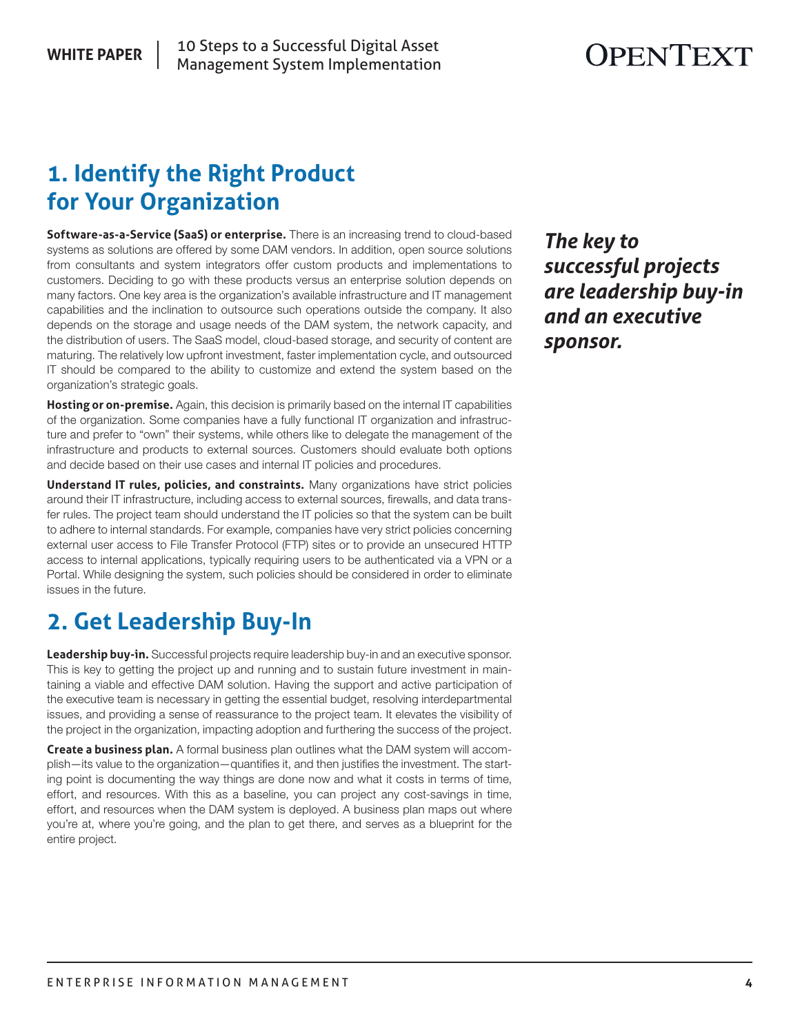## 1. Identify the Right Product for Your Organization

**Software-as-a-Service (SaaS) or enterprise.** There is an increasing trend to cloud-based systems as solutions are offered by some DAM vendors. In addition, open source solutions from consultants and system integrators offer custom products and implementations to customers. Deciding to go with these products versus an enterprise solution depends on many factors. One key area is the organization's available infrastructure and IT management capabilities and the inclination to outsource such operations outside the company. It also depends on the storage and usage needs of the DAM system, the network capacity, and the distribution of users. The SaaS model, cloud-based storage, and security of content are maturing. The relatively low upfront investment, faster implementation cycle, and outsourced IT should be compared to the ability to customize and extend the system based on the organization's strategic goals.

**Hosting or on-premise.** Again, this decision is primarily based on the internal IT capabilities of the organization. Some companies have a fully functional IT organization and infrastructure and prefer to "own" their systems, while others like to delegate the management of the infrastructure and products to external sources. Customers should evaluate both options and decide based on their use cases and internal IT policies and procedures.

**Understand IT rules, policies, and constraints.** Many organizations have strict policies around their IT infrastructure, including access to external sources, firewalls, and data transfer rules. The project team should understand the IT policies so that the system can be built to adhere to internal standards. For example, companies have very strict policies concerning external user access to File Transfer Protocol (FTP) sites or to provide an unsecured HTTP access to internal applications, typically requiring users to be authenticated via a VPN or a Portal. While designing the system, such policies should be considered in order to eliminate issues in the future.

## 2. Get Leadership Buy-In

**Leadership buy-in.** Successful projects require leadership buy-in and an executive sponsor. This is key to getting the project up and running and to sustain future investment in maintaining a viable and effective DAM solution. Having the support and active participation of the executive team is necessary in getting the essential budget, resolving interdepartmental issues, and providing a sense of reassurance to the project team. It elevates the visibility of the project in the organization, impacting adoption and furthering the success of the project.

**Create a business plan.** A formal business plan outlines what the DAM system will accomplish—its value to the organization—quantifies it, and then justifies the investment. The starting point is documenting the way things are done now and what it costs in terms of time, effort, and resources. With this as a baseline, you can project any cost-savings in time, effort, and resources when the DAM system is deployed. A business plan maps out where you're at, where you're going, and the plan to get there, and serves as a blueprint for the entire project.

***The key to successful projects are leadership buy-in and an executive sponsor.***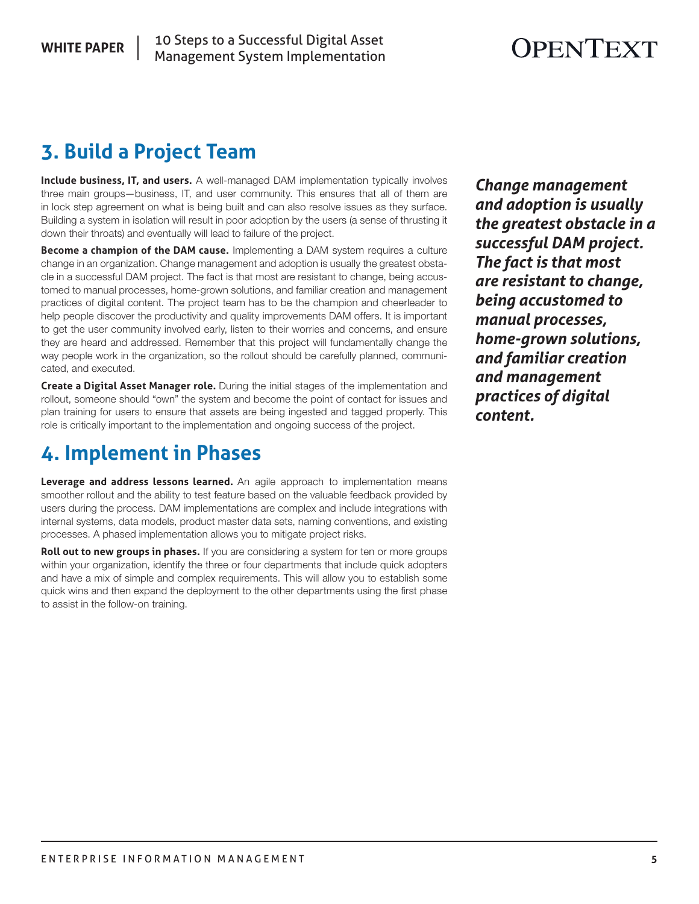## 3. Build a Project Team

**Include business, IT, and users.** A well-managed DAM implementation typically involves three main groups—business, IT, and user community. This ensures that all of them are in lock step agreement on what is being built and can also resolve issues as they surface. Building a system in isolation will result in poor adoption by the users (a sense of thrusting it down their throats) and eventually will lead to failure of the project.

**Become a champion of the DAM cause.** Implementing a DAM system requires a culture change in an organization. Change management and adoption is usually the greatest obstacle in a successful DAM project. The fact is that most are resistant to change, being accustomed to manual processes, home-grown solutions, and familiar creation and management practices of digital content. The project team has to be the champion and cheerleader to help people discover the productivity and quality improvements DAM offers. It is important to get the user community involved early, listen to their worries and concerns, and ensure they are heard and addressed. Remember that this project will fundamentally change the way people work in the organization, so the rollout should be carefully planned, communicated, and executed.

**Create a Digital Asset Manager role.** During the initial stages of the implementation and rollout, someone should "own" the system and become the point of contact for issues and plan training for users to ensure that assets are being ingested and tagged properly. This role is critically important to the implementation and ongoing success of the project.

***Change management and adoption is usually the greatest obstacle in a successful DAM project. The fact is that most are resistant to change, being accustomed to manual processes, home-grown solutions, and familiar creation and management practices of digital content.***

## 4. Implement in Phases

**Leverage and address lessons learned.** An agile approach to implementation means smoother rollout and the ability to test feature based on the valuable feedback provided by users during the process. DAM implementations are complex and include integrations with internal systems, data models, product master data sets, naming conventions, and existing processes. A phased implementation allows you to mitigate project risks.

**Roll out to new groups in phases.** If you are considering a system for ten or more groups within your organization, identify the three or four departments that include quick adopters and have a mix of simple and complex requirements. This will allow you to establish some quick wins and then expand the deployment to the other departments using the first phase to assist in the follow-on training.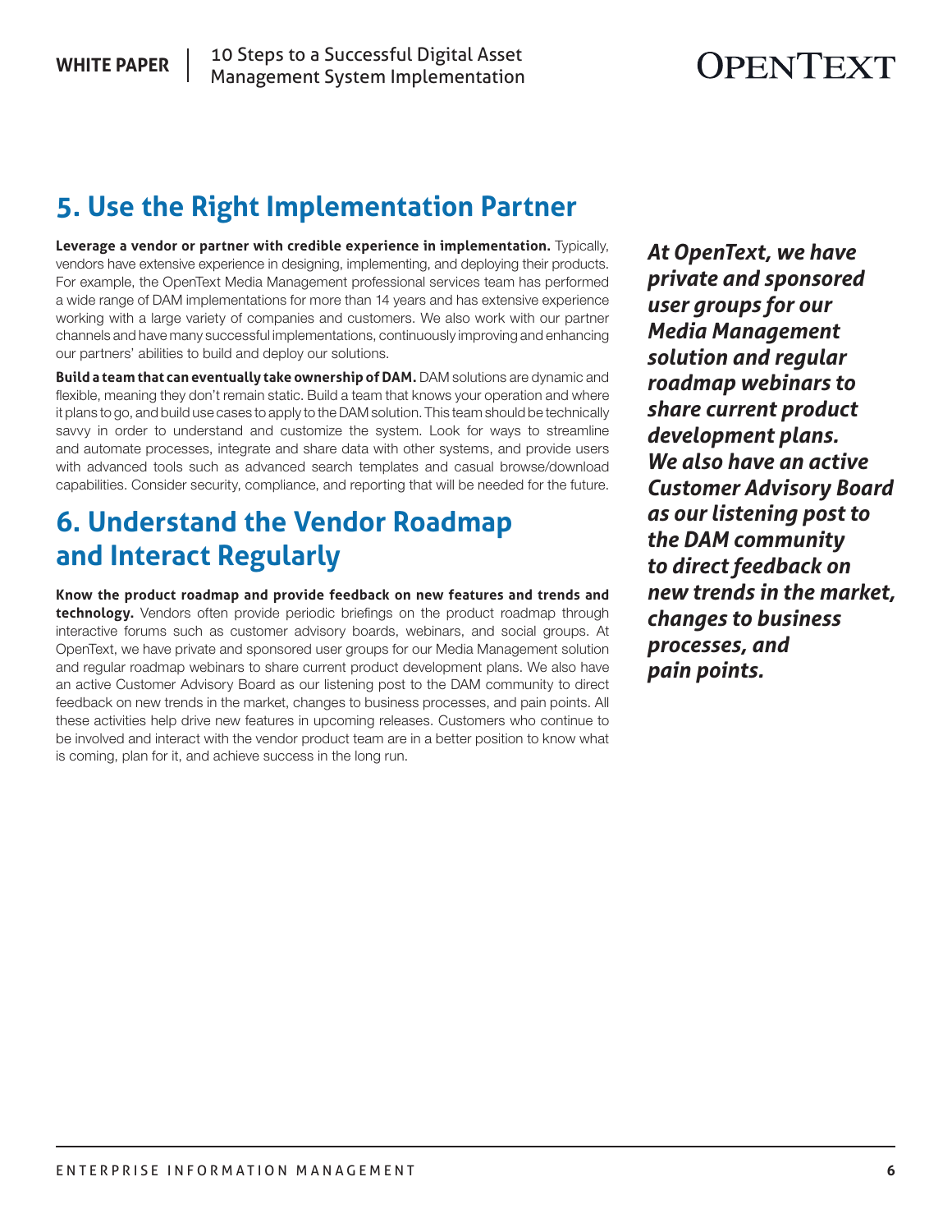## 5. Use the Right Implementation Partner

**Leverage a vendor or partner with credible experience in implementation.** Typically, vendors have extensive experience in designing, implementing, and deploying their products. For example, the OpenText Media Management professional services team has performed a wide range of DAM implementations for more than 14 years and has extensive experience working with a large variety of companies and customers. We also work with our partner channels and have many successful implementations, continuously improving and enhancing our partners' abilities to build and deploy our solutions.

**Build a team that can eventually take ownership of DAM.** DAM solutions are dynamic and flexible, meaning they don't remain static. Build a team that knows your operation and where it plans to go, and build use cases to apply to the DAM solution. This team should be technically savvy in order to understand and customize the system. Look for ways to streamline and automate processes, integrate and share data with other systems, and provide users with advanced tools such as advanced search templates and casual browse/download capabilities. Consider security, compliance, and reporting that will be needed for the future.

## 6. Understand the Vendor Roadmap and Interact Regularly

**Know the product roadmap and provide feedback on new features and trends and technology.** Vendors often provide periodic briefings on the product roadmap through interactive forums such as customer advisory boards, webinars, and social groups. At OpenText, we have private and sponsored user groups for our Media Management solution and regular roadmap webinars to share current product development plans. We also have an active Customer Advisory Board as our listening post to the DAM community to direct feedback on new trends in the market, changes to business processes, and pain points. All these activities help drive new features in upcoming releases. Customers who continue to be involved and interact with the vendor product team are in a better position to know what is coming, plan for it, and achieve success in the long run.

***At OpenText, we have private and sponsored user groups for our Media Management solution and regular roadmap webinars to share current product development plans. We also have an active Customer Advisory Board as our listening post to the DAM community to direct feedback on new trends in the market, changes to business processes, and pain points.***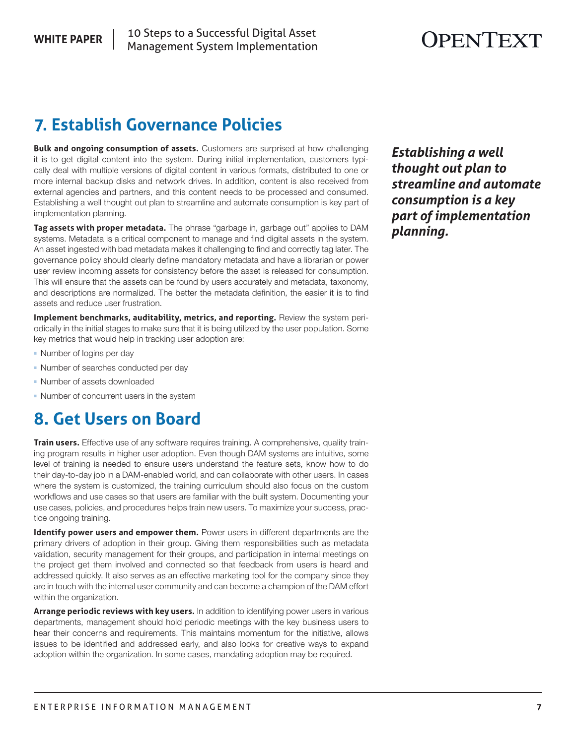## 7. Establish Governance Policies

**Bulk and ongoing consumption of assets.** Customers are surprised at how challenging it is to get digital content into the system. During initial implementation, customers typically deal with multiple versions of digital content in various formats, distributed to one or more internal backup disks and network drives. In addition, content is also received from external agencies and partners, and this content needs to be processed and consumed. Establishing a well thought out plan to streamline and automate consumption is key part of implementation planning.

***Establishing a well thought out plan to streamline and automate consumption is a key part of implementation planning.***

**Tag assets with proper metadata.** The phrase "garbage in, garbage out" applies to DAM systems. Metadata is a critical component to manage and find digital assets in the system. An asset ingested with bad metadata makes it challenging to find and correctly tag later. The governance policy should clearly define mandatory metadata and have a librarian or power user review incoming assets for consistency before the asset is released for consumption. This will ensure that the assets can be found by users accurately and metadata, taxonomy, and descriptions are normalized. The better the metadata definition, the easier it is to find assets and reduce user frustration.

**Implement benchmarks, auditability, metrics, and reporting.** Review the system periodically in the initial stages to make sure that it is being utilized by the user population. Some key metrics that would help in tracking user adoption are:

- Number of logins per day
- Number of searches conducted per day
- Number of assets downloaded
- Number of concurrent users in the system

## 8. Get Users on Board

**Train users.** Effective use of any software requires training. A comprehensive, quality training program results in higher user adoption. Even though DAM systems are intuitive, some level of training is needed to ensure users understand the feature sets, know how to do their day-to-day job in a DAM-enabled world, and can collaborate with other users. In cases where the system is customized, the training curriculum should also focus on the custom workflows and use cases so that users are familiar with the built system. Documenting your use cases, policies, and procedures helps train new users. To maximize your success, practice ongoing training.

**Identify power users and empower them.** Power users in different departments are the primary drivers of adoption in their group. Giving them responsibilities such as metadata validation, security management for their groups, and participation in internal meetings on the project get them involved and connected so that feedback from users is heard and addressed quickly. It also serves as an effective marketing tool for the company since they are in touch with the internal user community and can become a champion of the DAM effort within the organization.

**Arrange periodic reviews with key users.** In addition to identifying power users in various departments, management should hold periodic meetings with the key business users to hear their concerns and requirements. This maintains momentum for the initiative, allows issues to be identified and addressed early, and also looks for creative ways to expand adoption within the organization. In some cases, mandating adoption may be required.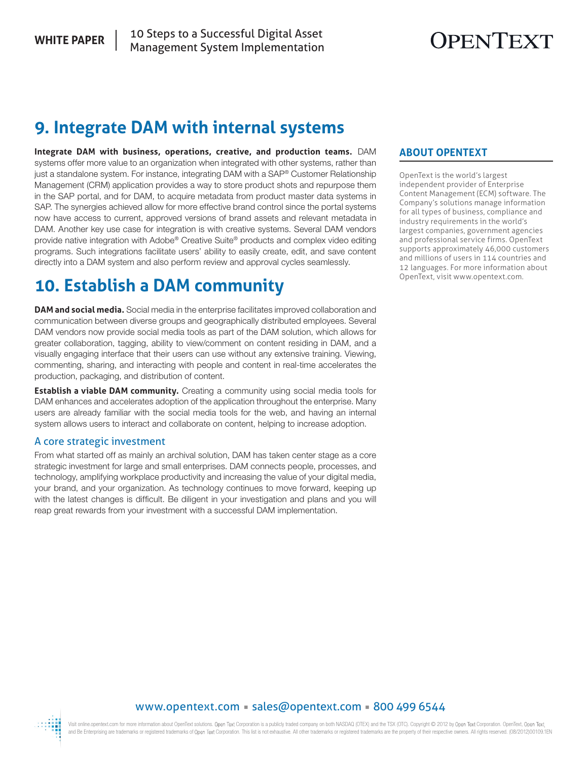## 9. Integrate DAM with internal systems

**Integrate DAM with business, operations, creative, and production teams.** DAM systems offer more value to an organization when integrated with other systems, rather than just a standalone system. For instance, integrating DAM with a SAP® Customer Relationship Management (CRM) application provides a way to store product shots and repurpose them in the SAP portal, and for DAM, to acquire metadata from product master data systems in SAP. The synergies achieved allow for more effective brand control since the portal systems now have access to current, approved versions of brand assets and relevant metadata in DAM. Another key use case for integration is with creative systems. Several DAM vendors provide native integration with Adobe® Creative Suite® products and complex video editing programs. Such integrations facilitate users' ability to easily create, edit, and save content directly into a DAM system and also perform review and approval cycles seamlessly.

## 10. Establish a DAM community

**DAM and social media.** Social media in the enterprise facilitates improved collaboration and communication between diverse groups and geographically distributed employees. Several DAM vendors now provide social media tools as part of the DAM solution, which allows for greater collaboration, tagging, ability to view/comment on content residing in DAM, and a visually engaging interface that their users can use without any extensive training. Viewing, commenting, sharing, and interacting with people and content in real-time accelerates the production, packaging, and distribution of content.

**Establish a viable DAM community.** Creating a community using social media tools for DAM enhances and accelerates adoption of the application throughout the enterprise. Many users are already familiar with the social media tools for the web, and having an internal system allows users to interact and collaborate on content, helping to increase adoption.

### A core strategic investment

From what started off as mainly an archival solution, DAM has taken center stage as a core strategic investment for large and small enterprises. DAM connects people, processes, and technology, amplifying workplace productivity and increasing the value of your digital media, your brand, and your organization. As technology continues to move forward, keeping up with the latest changes is difficult. Be diligent in your investigation and plans and you will reap great rewards from your investment with a successful DAM implementation.

### ABOUT OPENTEXT

OpenText is the world's largest independent provider of Enterprise Content Management (ECM) software. The Company's solutions manage information for all types of business, compliance and industry requirements in the world's largest companies, government agencies and professional service firms. OpenText supports approximately 46,000 customers and millions of users in 114 countries and 12 languages. For more information about OpenText, visit www.opentext.com.

www.opentext.com ▪ sales@opentext.com ▪ 800 499 6544

Visit online.opentext.com for more information about OpenText solutions. Open Text Corporation is a publicly traded company on both NASDAQ (OTEX) and the TSX (OTC). Copyright © 2012 by Open Text Corporation. OpenText, Open Text, and Be Enterprising are trademarks or registered trademarks of Open Text Corporation. This list is not exhaustive. All other trademarks or registered trademarks are the property of their respective owners. All rights reserved. (08/2012)00109.1EN